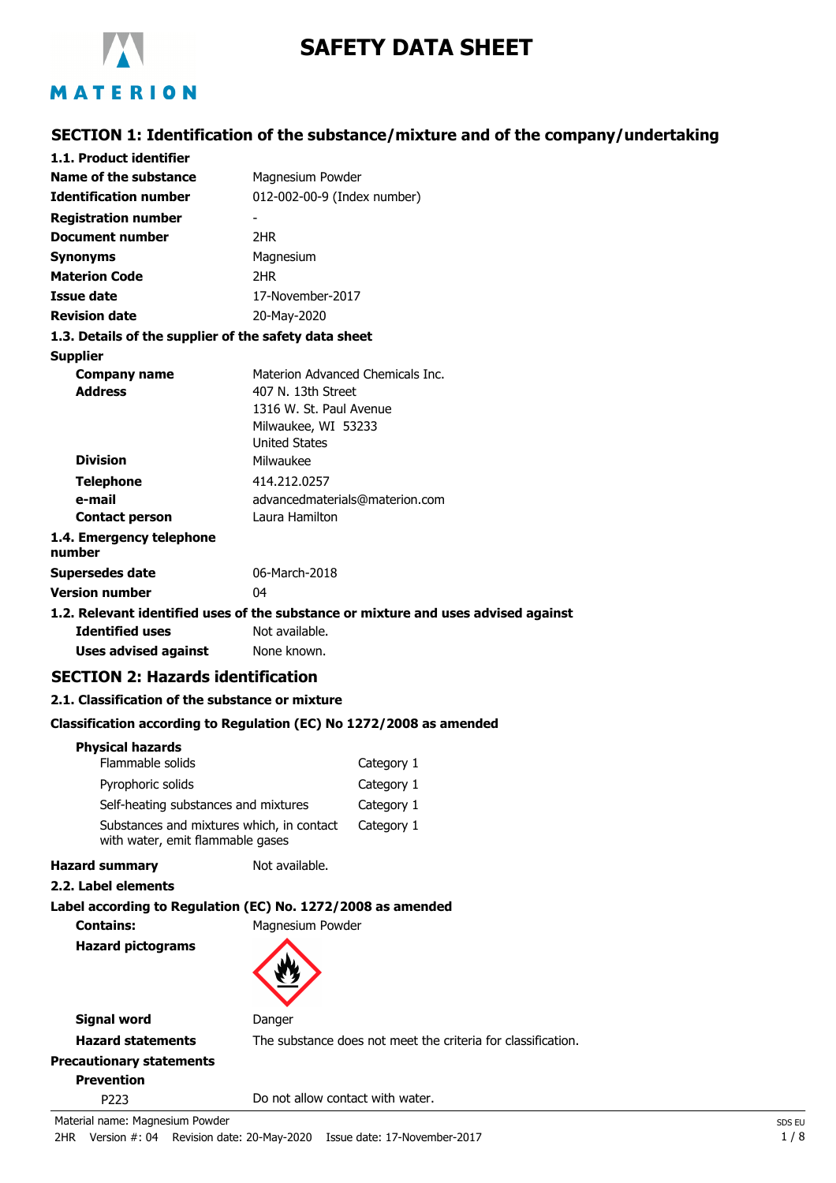# SAFETY DATA SHEET

## SECTION 1: Identification of the substance/mixture and of the company/undertaking

### 1.1. Product identifier

| | |
|---|---|
| **Name of the substance** | Magnesium Powder |
| **Identification number** | 012-002-00-9 (Index number) |
| **Registration number** | - |
| **Document number** | 2HR |
| **Synonyms** | Magnesium |
| **Materion Code** | 2HR |
| **Issue date** | 17-November-2017 |
| **Revision date** | 20-May-2020 |

### 1.3. Details of the supplier of the safety data sheet

**Supplier**

| | |
|---|---|
| **Company name** | Materion Advanced Chemicals Inc. |
| **Address** | 407 N. 13th Street<br>1316 W. St. Paul Avenue<br>Milwaukee, WI 53233<br>United States |
| **Division** | Milwaukee |
| **Telephone** | 414.212.0257 |
| **e-mail** | advancedmaterials@materion.com |
| **Contact person** | Laura Hamilton |

### 1.4. Emergency telephone number

| | |
|---|---|
| **Supersedes date** | 06-March-2018 |
| **Version number** | 04 |

### 1.2. Relevant identified uses of the substance or mixture and uses advised against

| | |
|---|---|
| **Identified uses** | Not available. |
| **Uses advised against** | None known. |

## SECTION 2: Hazards identification

### 2.1. Classification of the substance or mixture

**Classification according to Regulation (EC) No 1272/2008 as amended**

**Physical hazards**

| | |
|---|---|
| Flammable solids | Category 1 |
| Pyrophoric solids | Category 1 |
| Self-heating substances and mixtures | Category 1 |
| Substances and mixtures which, in contact with water, emit flammable gases | Category 1 |

**Hazard summary** Not available.

### 2.2. Label elements

**Label according to Regulation (EC) No. 1272/2008 as amended**

**Contains:** Magnesium Powder

**Hazard pictograms**

**Signal word** Danger

**Hazard statements** The substance does not meet the criteria for classification.

**Precautionary statements**

**Prevention**

P223 Do not allow contact with water.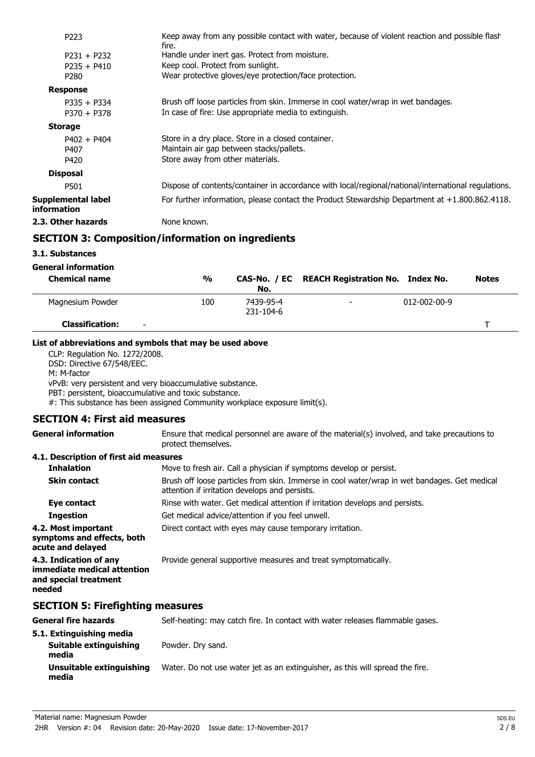| | |
|---|---|
| P223 | Keep away from any possible contact with water, because of violent reaction and possible flash fire. |
| P231 + P232 | Handle under inert gas. Protect from moisture. |
| P235 + P410 | Keep cool. Protect from sunlight. |
| P280 | Wear protective gloves/eye protection/face protection. |
| **Response** | |
| P335 + P334 | Brush off loose particles from skin. Immerse in cool water/wrap in wet bandages. |
| P370 + P378 | In case of fire: Use appropriate media to extinguish. |
| **Storage** | |
| P402 + P404 | Store in a dry place. Store in a closed container. |
| P407 | Maintain air gap between stacks/pallets. |
| P420 | Store away from other materials. |
| **Disposal** | |
| P501 | Dispose of contents/container in accordance with local/regional/national/international regulations. |
| **Supplemental label information** | For further information, please contact the Product Stewardship Department at +1.800.862.4118. |
| **2.3. Other hazards** | None known. |

## SECTION 3: Composition/information on ingredients

### 3.1. Substances

**General information**

| Chemical name | % | CAS-No. / EC No. | REACH Registration No. | Index No. | Notes |
|---|---|---|---|---|---|
| Magnesium Powder | 100 | 7439-95-4 231-104-6 | - | 012-002-00-9 | |
| **Classification:** - | | | | | T |

**List of abbreviations and symbols that may be used above**

CLP: Regulation No. 1272/2008.
DSD: Directive 67/548/EEC.
M: M-factor
vPvB: very persistent and very bioaccumulative substance.
PBT: persistent, bioaccumulative and toxic substance.
#: This substance has been assigned Community workplace exposure limit(s).

## SECTION 4: First aid measures

**General information** Ensure that medical personnel are aware of the material(s) involved, and take precautions to protect themselves.

### 4.1. Description of first aid measures

| | |
|---|---|
| **Inhalation** | Move to fresh air. Call a physician if symptoms develop or persist. |
| **Skin contact** | Brush off loose particles from skin. Immerse in cool water/wrap in wet bandages. Get medical attention if irritation develops and persists. |
| **Eye contact** | Rinse with water. Get medical attention if irritation develops and persists. |
| **Ingestion** | Get medical advice/attention if you feel unwell. |
| **4.2. Most important symptoms and effects, both acute and delayed** | Direct contact with eyes may cause temporary irritation. |
| **4.3. Indication of any immediate medical attention and special treatment needed** | Provide general supportive measures and treat symptomatically. |

## SECTION 5: Firefighting measures

| | |
|---|---|
| **General fire hazards** | Self-heating: may catch fire. In contact with water releases flammable gases. |
| **5.1. Extinguishing media** | |
| **Suitable extinguishing media** | Powder. Dry sand. |
| **Unsuitable extinguishing media** | Water. Do not use water jet as an extinguisher, as this will spread the fire. |

Material name: Magnesium Powder
2HR Version #: 04 Revision date: 20-May-2020 Issue date: 17-November-2017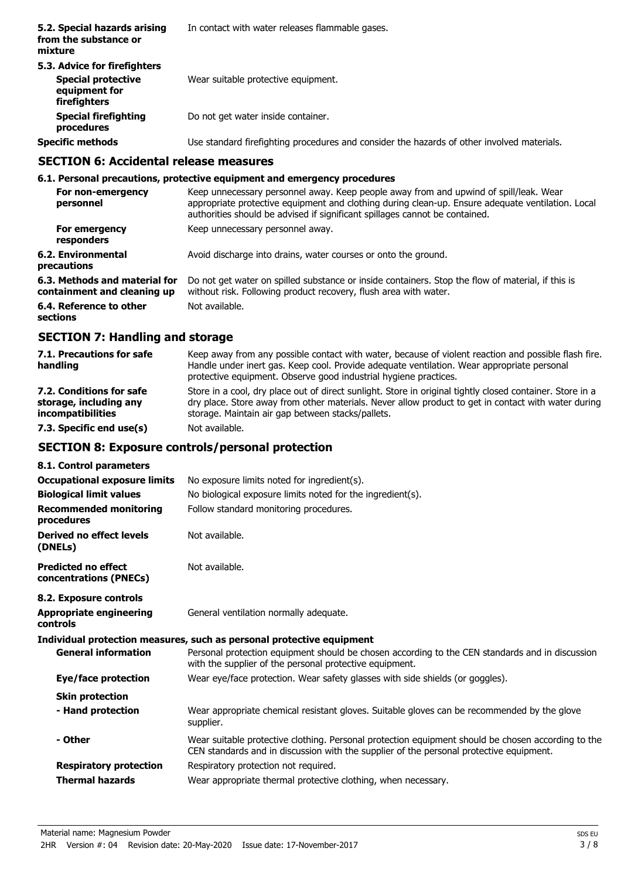| | |
|---|---|
| **5.2. Special hazards arising from the substance or mixture** | In contact with water releases flammable gases. |
| **5.3. Advice for firefighters** | |
| **Special protective equipment for firefighters** | Wear suitable protective equipment. |
| **Special firefighting procedures** | Do not get water inside container. |
| **Specific methods** | Use standard firefighting procedures and consider the hazards of other involved materials. |

## SECTION 6: Accidental release measures

**6.1. Personal precautions, protective equipment and emergency procedures**

| | |
|---|---|
| **For non-emergency personnel** | Keep unnecessary personnel away. Keep people away from and upwind of spill/leak. Wear appropriate protective equipment and clothing during clean-up. Ensure adequate ventilation. Local authorities should be advised if significant spillages cannot be contained. |
| **For emergency responders** | Keep unnecessary personnel away. |
| **6.2. Environmental precautions** | Avoid discharge into drains, water courses or onto the ground. |
| **6.3. Methods and material for containment and cleaning up** | Do not get water on spilled substance or inside containers. Stop the flow of material, if this is without risk. Following product recovery, flush area with water. |
| **6.4. Reference to other sections** | Not available. |

## SECTION 7: Handling and storage

| | |
|---|---|
| **7.1. Precautions for safe handling** | Keep away from any possible contact with water, because of violent reaction and possible flash fire. Handle under inert gas. Keep cool. Provide adequate ventilation. Wear appropriate personal protective equipment. Observe good industrial hygiene practices. |
| **7.2. Conditions for safe storage, including any incompatibilities** | Store in a cool, dry place out of direct sunlight. Store in original tightly closed container. Store in a dry place. Store away from other materials. Never allow product to get in contact with water during storage. Maintain air gap between stacks/pallets. |
| **7.3. Specific end use(s)** | Not available. |

## SECTION 8: Exposure controls/personal protection

**8.1. Control parameters**

| | |
|---|---|
| **Occupational exposure limits** | No exposure limits noted for ingredient(s). |
| **Biological limit values** | No biological exposure limits noted for the ingredient(s). |
| **Recommended monitoring procedures** | Follow standard monitoring procedures. |
| **Derived no effect levels (DNELs)** | Not available. |
| **Predicted no effect concentrations (PNECs)** | Not available. |

**8.2. Exposure controls**

| | |
|---|---|
| **Appropriate engineering controls** | General ventilation normally adequate. |

**Individual protection measures, such as personal protective equipment**

| | |
|---|---|
| **General information** | Personal protection equipment should be chosen according to the CEN standards and in discussion with the supplier of the personal protective equipment. |
| **Eye/face protection** | Wear eye/face protection. Wear safety glasses with side shields (or goggles). |
| **Skin protection** | |
| **- Hand protection** | Wear appropriate chemical resistant gloves. Suitable gloves can be recommended by the glove supplier. |
| **- Other** | Wear suitable protective clothing. Personal protection equipment should be chosen according to the CEN standards and in discussion with the supplier of the personal protective equipment. |
| **Respiratory protection** | Respiratory protection not required. |
| **Thermal hazards** | Wear appropriate thermal protective clothing, when necessary. |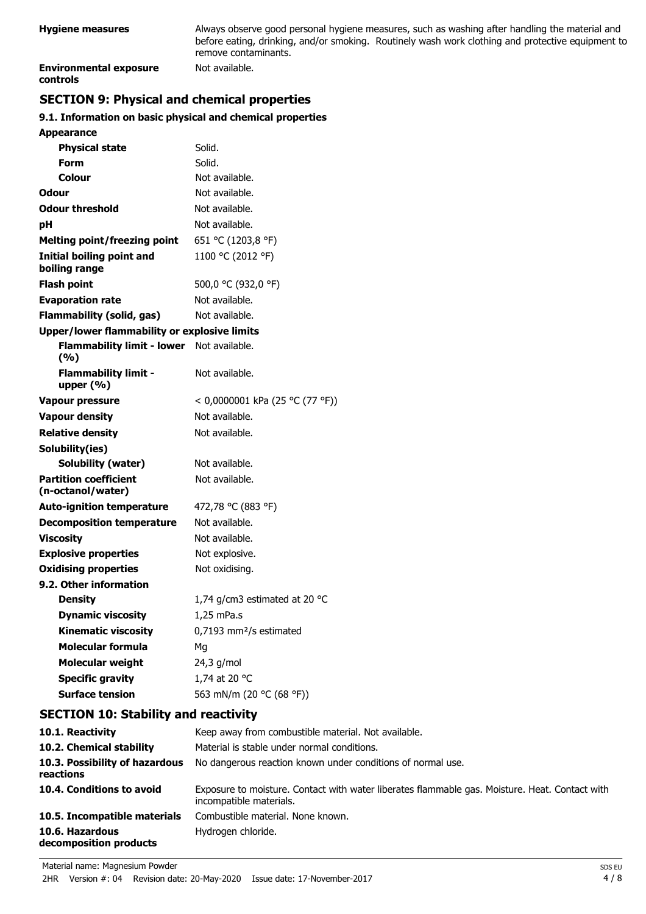| | |
|---|---|
| **Hygiene measures** | Always observe good personal hygiene measures, such as washing after handling the material and before eating, drinking, and/or smoking. Routinely wash work clothing and protective equipment to remove contaminants. |
| **Environmental exposure controls** | Not available. |

## SECTION 9: Physical and chemical properties

### 9.1. Information on basic physical and chemical properties

| | |
|---|---|
| **Appearance** | |
| **Physical state** | Solid. |
| **Form** | Solid. |
| **Colour** | Not available. |
| **Odour** | Not available. |
| **Odour threshold** | Not available. |
| **pH** | Not available. |
| **Melting point/freezing point** | 651 °C (1203,8 °F) |
| **Initial boiling point and boiling range** | 1100 °C (2012 °F) |
| **Flash point** | 500,0 °C (932,0 °F) |
| **Evaporation rate** | Not available. |
| **Flammability (solid, gas)** | Not available. |
| **Upper/lower flammability or explosive limits** | |
| **Flammability limit - lower (%)** | Not available. |
| **Flammability limit - upper (%)** | Not available. |
| **Vapour pressure** | < 0,0000001 kPa (25 °C (77 °F)) |
| **Vapour density** | Not available. |
| **Relative density** | Not available. |
| **Solubility(ies)** | |
| **Solubility (water)** | Not available. |
| **Partition coefficient (n-octanol/water)** | Not available. |
| **Auto-ignition temperature** | 472,78 °C (883 °F) |
| **Decomposition temperature** | Not available. |
| **Viscosity** | Not available. |
| **Explosive properties** | Not explosive. |
| **Oxidising properties** | Not oxidising. |
| **9.2. Other information** | |
| **Density** | 1,74 g/cm3 estimated at 20 °C |
| **Dynamic viscosity** | 1,25 mPa.s |
| **Kinematic viscosity** | 0,7193 mm²/s estimated |
| **Molecular formula** | Mg |
| **Molecular weight** | 24,3 g/mol |
| **Specific gravity** | 1,74 at 20 °C |
| **Surface tension** | 563 mN/m (20 °C (68 °F)) |

## SECTION 10: Stability and reactivity

| | |
|---|---|
| **10.1. Reactivity** | Keep away from combustible material. Not available. |
| **10.2. Chemical stability** | Material is stable under normal conditions. |
| **10.3. Possibility of hazardous reactions** | No dangerous reaction known under conditions of normal use. |
| **10.4. Conditions to avoid** | Exposure to moisture. Contact with water liberates flammable gas. Moisture. Heat. Contact with incompatible materials. |
| **10.5. Incompatible materials** | Combustible material. None known. |
| **10.6. Hazardous decomposition products** | Hydrogen chloride. |

Material name: Magnesium Powder
2HR Version #: 04 Revision date: 20-May-2020 Issue date: 17-November-2017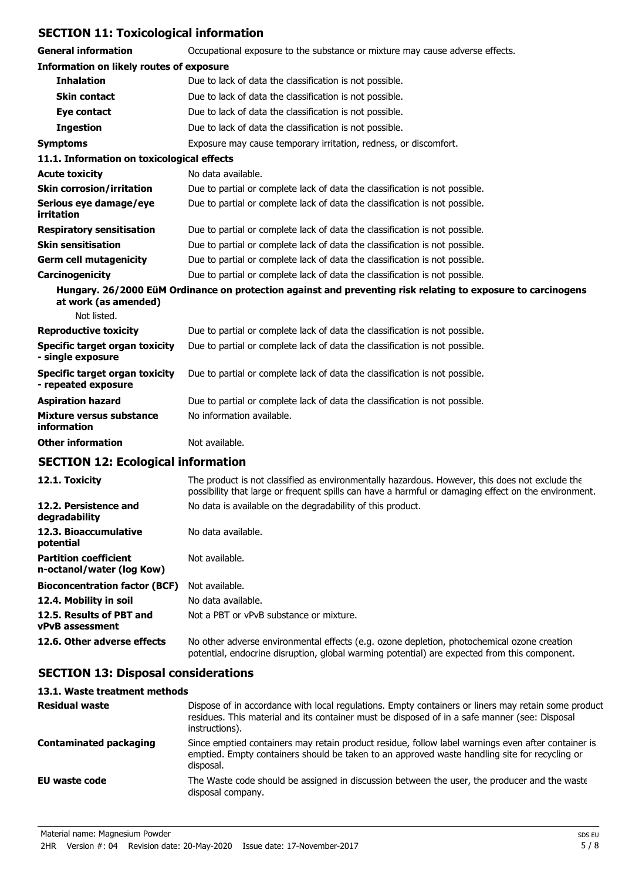## SECTION 11: Toxicological information

| | |
|---|---|
| **General information** | Occupational exposure to the substance or mixture may cause adverse effects. |
| **Information on likely routes of exposure** | |
| **Inhalation** | Due to lack of data the classification is not possible. |
| **Skin contact** | Due to lack of data the classification is not possible. |
| **Eye contact** | Due to lack of data the classification is not possible. |
| **Ingestion** | Due to lack of data the classification is not possible. |
| **Symptoms** | Exposure may cause temporary irritation, redness, or discomfort. |

### 11.1. Information on toxicological effects

| | |
|---|---|
| **Acute toxicity** | No data available. |
| **Skin corrosion/irritation** | Due to partial or complete lack of data the classification is not possible. |
| **Serious eye damage/eye irritation** | Due to partial or complete lack of data the classification is not possible. |
| **Respiratory sensitisation** | Due to partial or complete lack of data the classification is not possible. |
| **Skin sensitisation** | Due to partial or complete lack of data the classification is not possible. |
| **Germ cell mutagenicity** | Due to partial or complete lack of data the classification is not possible. |
| **Carcinogenicity** | Due to partial or complete lack of data the classification is not possible. |

**Hungary. 26/2000 EüM Ordinance on protection against and preventing risk relating to exposure to carcinogens at work (as amended)**

Not listed.

| | |
|---|---|
| **Reproductive toxicity** | Due to partial or complete lack of data the classification is not possible. |
| **Specific target organ toxicity - single exposure** | Due to partial or complete lack of data the classification is not possible. |
| **Specific target organ toxicity - repeated exposure** | Due to partial or complete lack of data the classification is not possible. |
| **Aspiration hazard** | Due to partial or complete lack of data the classification is not possible. |
| **Mixture versus substance information** | No information available. |
| **Other information** | Not available. |

## SECTION 12: Ecological information

| | |
|---|---|
| **12.1. Toxicity** | The product is not classified as environmentally hazardous. However, this does not exclude the possibility that large or frequent spills can have a harmful or damaging effect on the environment. |
| **12.2. Persistence and degradability** | No data is available on the degradability of this product. |
| **12.3. Bioaccumulative potential** | No data available. |
| **Partition coefficient n-octanol/water (log Kow)** | Not available. |
| **Bioconcentration factor (BCF)** | Not available. |
| **12.4. Mobility in soil** | No data available. |
| **12.5. Results of PBT and vPvB assessment** | Not a PBT or vPvB substance or mixture. |
| **12.6. Other adverse effects** | No other adverse environmental effects (e.g. ozone depletion, photochemical ozone creation potential, endocrine disruption, global warming potential) are expected from this component. |

## SECTION 13: Disposal considerations

### 13.1. Waste treatment methods

| | |
|---|---|
| **Residual waste** | Dispose of in accordance with local regulations. Empty containers or liners may retain some product residues. This material and its container must be disposed of in a safe manner (see: Disposal instructions). |
| **Contaminated packaging** | Since emptied containers may retain product residue, follow label warnings even after container is emptied. Empty containers should be taken to an approved waste handling site for recycling or disposal. |
| **EU waste code** | The Waste code should be assigned in discussion between the user, the producer and the waste disposal company. |

Material name: Magnesium Powder

2HR Version #: 04 Revision date: 20-May-2020 Issue date: 17-November-2017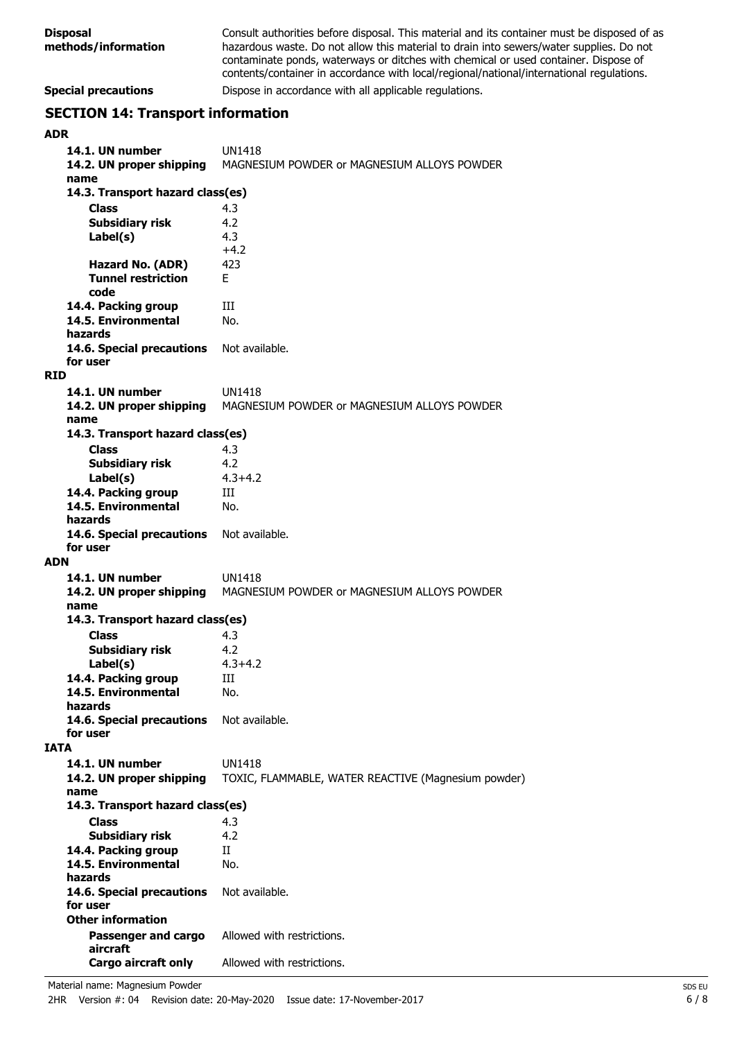**Disposal methods/information** Consult authorities before disposal. This material and its container must be disposed of as hazardous waste. Do not allow this material to drain into sewers/water supplies. Do not contaminate ponds, waterways or ditches with chemical or used container. Dispose of contents/container in accordance with local/regional/national/international regulations.

**Special precautions** Dispose in accordance with all applicable regulations.

## SECTION 14: Transport information

**ADR**

| | |
|---|---|
| **14.1. UN number** | UN1418 |
| **14.2. UN proper shipping name** | MAGNESIUM POWDER or MAGNESIUM ALLOYS POWDER |
| **14.3. Transport hazard class(es)** | |
| **Class** | 4.3 |
| **Subsidiary risk** | 4.2 |
| **Label(s)** | 4.3 +4.2 |
| **Hazard No. (ADR)** | 423 |
| **Tunnel restriction code** | E |
| **14.4. Packing group** | III |
| **14.5. Environmental hazards** | No. |
| **14.6. Special precautions for user** | Not available. |

**RID**

| | |
|---|---|
| **14.1. UN number** | UN1418 |
| **14.2. UN proper shipping name** | MAGNESIUM POWDER or MAGNESIUM ALLOYS POWDER |
| **14.3. Transport hazard class(es)** | |
| **Class** | 4.3 |
| **Subsidiary risk** | 4.2 |
| **Label(s)** | 4.3+4.2 |
| **14.4. Packing group** | III |
| **14.5. Environmental hazards** | No. |
| **14.6. Special precautions for user** | Not available. |

**ADN**

| | |
|---|---|
| **14.1. UN number** | UN1418 |
| **14.2. UN proper shipping name** | MAGNESIUM POWDER or MAGNESIUM ALLOYS POWDER |
| **14.3. Transport hazard class(es)** | |
| **Class** | 4.3 |
| **Subsidiary risk** | 4.2 |
| **Label(s)** | 4.3+4.2 |
| **14.4. Packing group** | III |
| **14.5. Environmental hazards** | No. |
| **14.6. Special precautions for user** | Not available. |

**IATA**

| | |
|---|---|
| **14.1. UN number** | UN1418 |
| **14.2. UN proper shipping name** | TOXIC, FLAMMABLE, WATER REACTIVE (Magnesium powder) |
| **14.3. Transport hazard class(es)** | |
| **Class** | 4.3 |
| **Subsidiary risk** | 4.2 |
| **14.4. Packing group** | II |
| **14.5. Environmental hazards** | No. |
| **14.6. Special precautions for user** | Not available. |
| **Other information** | |
| **Passenger and cargo aircraft** | Allowed with restrictions. |
| **Cargo aircraft only** | Allowed with restrictions. |

Material name: Magnesium Powder

2HR Version #: 04 Revision date: 20-May-2020 Issue date: 17-November-2017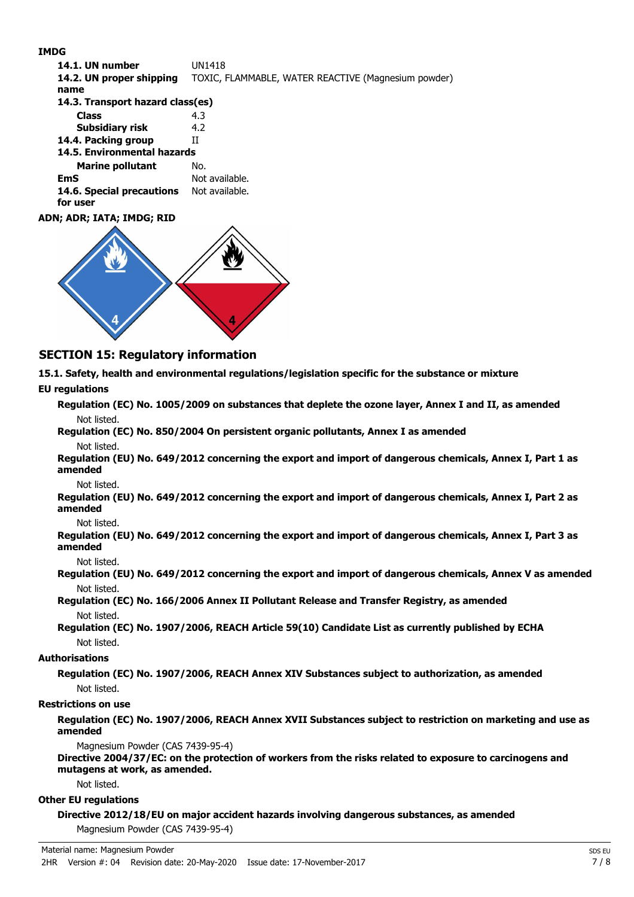**IMDG**

| | |
|---|---|
| **14.1. UN number** | UN1418 |
| **14.2. UN proper shipping name** | TOXIC, FLAMMABLE, WATER REACTIVE (Magnesium powder) |
| **14.3. Transport hazard class(es)** | |
| **Class** | 4.3 |
| **Subsidiary risk** | 4.2 |
| **14.4. Packing group** | II |
| **14.5. Environmental hazards** | |
| **Marine pollutant** | No. |
| **EmS** | Not available. |
| **14.6. Special precautions for user** | Not available. |

**ADN; ADR; IATA; IMDG; RID**

## SECTION 15: Regulatory information

**15.1. Safety, health and environmental regulations/legislation specific for the substance or mixture**

**EU regulations**

**Regulation (EC) No. 1005/2009 on substances that deplete the ozone layer, Annex I and II, as amended**

Not listed.

**Regulation (EC) No. 850/2004 On persistent organic pollutants, Annex I as amended**

Not listed.

**Regulation (EU) No. 649/2012 concerning the export and import of dangerous chemicals, Annex I, Part 1 as amended**

Not listed.

**Regulation (EU) No. 649/2012 concerning the export and import of dangerous chemicals, Annex I, Part 2 as amended**

Not listed.

**Regulation (EU) No. 649/2012 concerning the export and import of dangerous chemicals, Annex I, Part 3 as amended**

Not listed.

**Regulation (EU) No. 649/2012 concerning the export and import of dangerous chemicals, Annex V as amended**

Not listed.

**Regulation (EC) No. 166/2006 Annex II Pollutant Release and Transfer Registry, as amended**

Not listed.

**Regulation (EC) No. 1907/2006, REACH Article 59(10) Candidate List as currently published by ECHA**

Not listed.

**Authorisations**

**Regulation (EC) No. 1907/2006, REACH Annex XIV Substances subject to authorization, as amended**

Not listed.

**Restrictions on use**

**Regulation (EC) No. 1907/2006, REACH Annex XVII Substances subject to restriction on marketing and use as amended**

Magnesium Powder (CAS 7439-95-4)

**Directive 2004/37/EC: on the protection of workers from the risks related to exposure to carcinogens and mutagens at work, as amended.**

Not listed.

**Other EU regulations**

**Directive 2012/18/EU on major accident hazards involving dangerous substances, as amended**

Magnesium Powder (CAS 7439-95-4)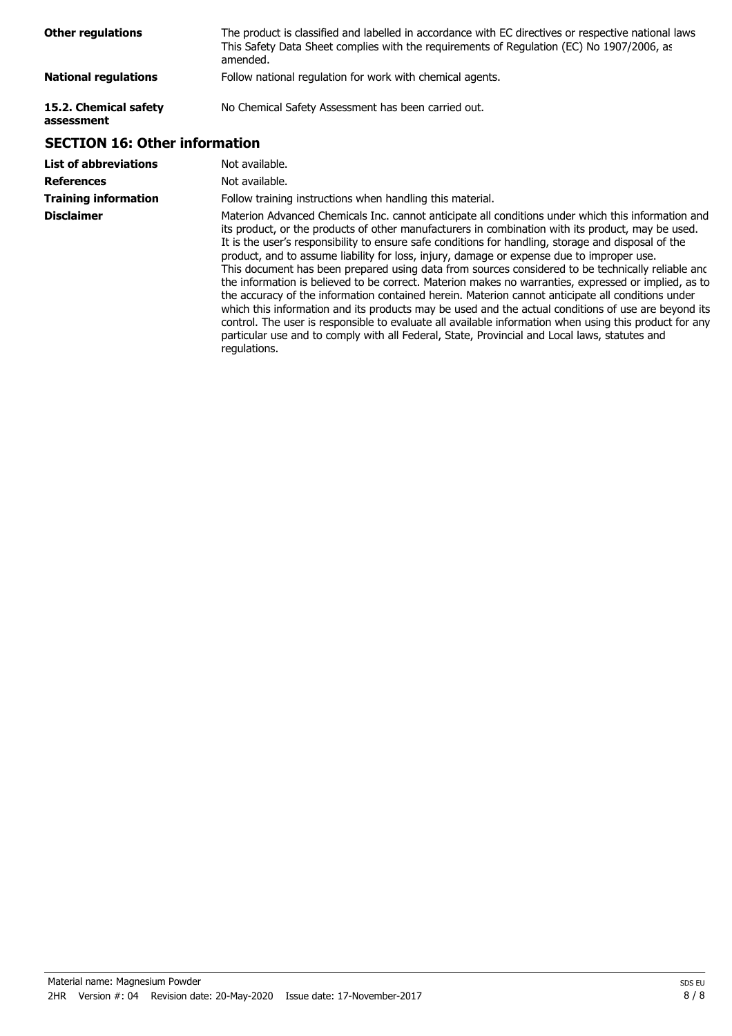**Other regulations** The product is classified and labelled in accordance with EC directives or respective national laws This Safety Data Sheet complies with the requirements of Regulation (EC) No 1907/2006, as amended.

**National regulations** Follow national regulation for work with chemical agents.

**15.2. Chemical safety assessment** No Chemical Safety Assessment has been carried out.

## SECTION 16: Other information

**List of abbreviations** Not available.

**References** Not available.

**Training information** Follow training instructions when handling this material.

**Disclaimer** Materion Advanced Chemicals Inc. cannot anticipate all conditions under which this information and its product, or the products of other manufacturers in combination with its product, may be used. It is the user's responsibility to ensure safe conditions for handling, storage and disposal of the product, and to assume liability for loss, injury, damage or expense due to improper use. This document has been prepared using data from sources considered to be technically reliable and the information is believed to be correct. Materion makes no warranties, expressed or implied, as to the accuracy of the information contained herein. Materion cannot anticipate all conditions under which this information and its products may be used and the actual conditions of use are beyond its control. The user is responsible to evaluate all available information when using this product for any particular use and to comply with all Federal, State, Provincial and Local laws, statutes and regulations.